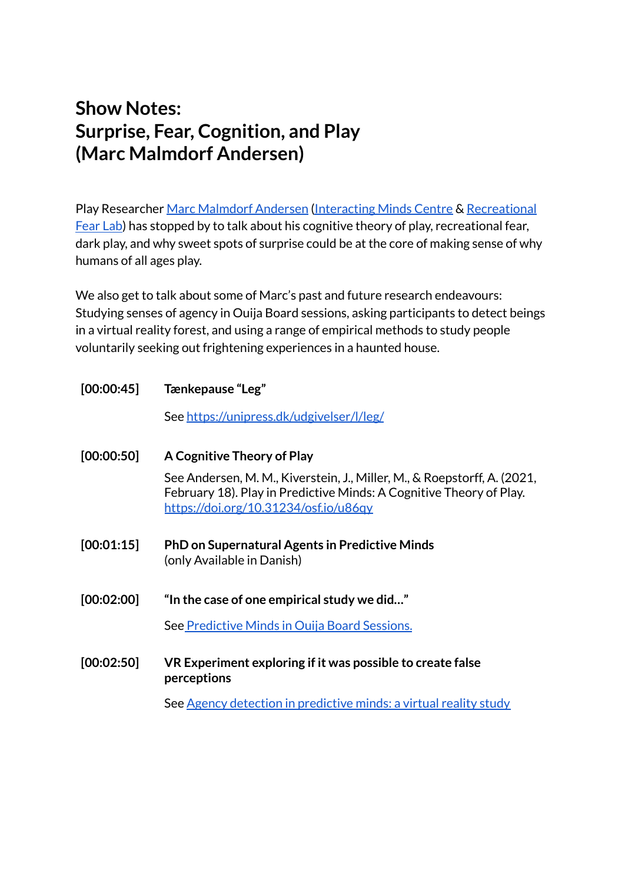# Show Notes:
# Surprise, Fear, Cognition, and Play
# (Marc Malmdorf Andersen)

Play Researcher Marc Malmdorf Andersen (Interacting Minds Centre & Recreational Fear Lab) has stopped by to talk about his cognitive theory of play, recreational fear, dark play, and why sweet spots of surprise could be at the core of making sense of why humans of all ages play.

We also get to talk about some of Marc's past and future research endeavours: Studying senses of agency in Ouija Board sessions, asking participants to detect beings in a virtual reality forest, and using a range of empirical methods to study people voluntarily seeking out frightening experiences in a haunted house.

**[00:00:45]** **Tænkepause "Leg"**

See https://unipress.dk/udgivelser/l/leg/

**[00:00:50]** **A Cognitive Theory of Play**

See Andersen, M. M., Kiverstein, J., Miller, M., & Roepstorff, A. (2021, February 18). Play in Predictive Minds: A Cognitive Theory of Play. https://doi.org/10.31234/osf.io/u86qy

**[00:01:15]** **PhD on Supernatural Agents in Predictive Minds**
(only Available in Danish)

**[00:02:00]** **"In the case of one empirical study we did…"**

See Predictive Minds in Ouija Board Sessions.

**[00:02:50]** **VR Experiment exploring if it was possible to create false perceptions**

See Agency detection in predictive minds: a virtual reality study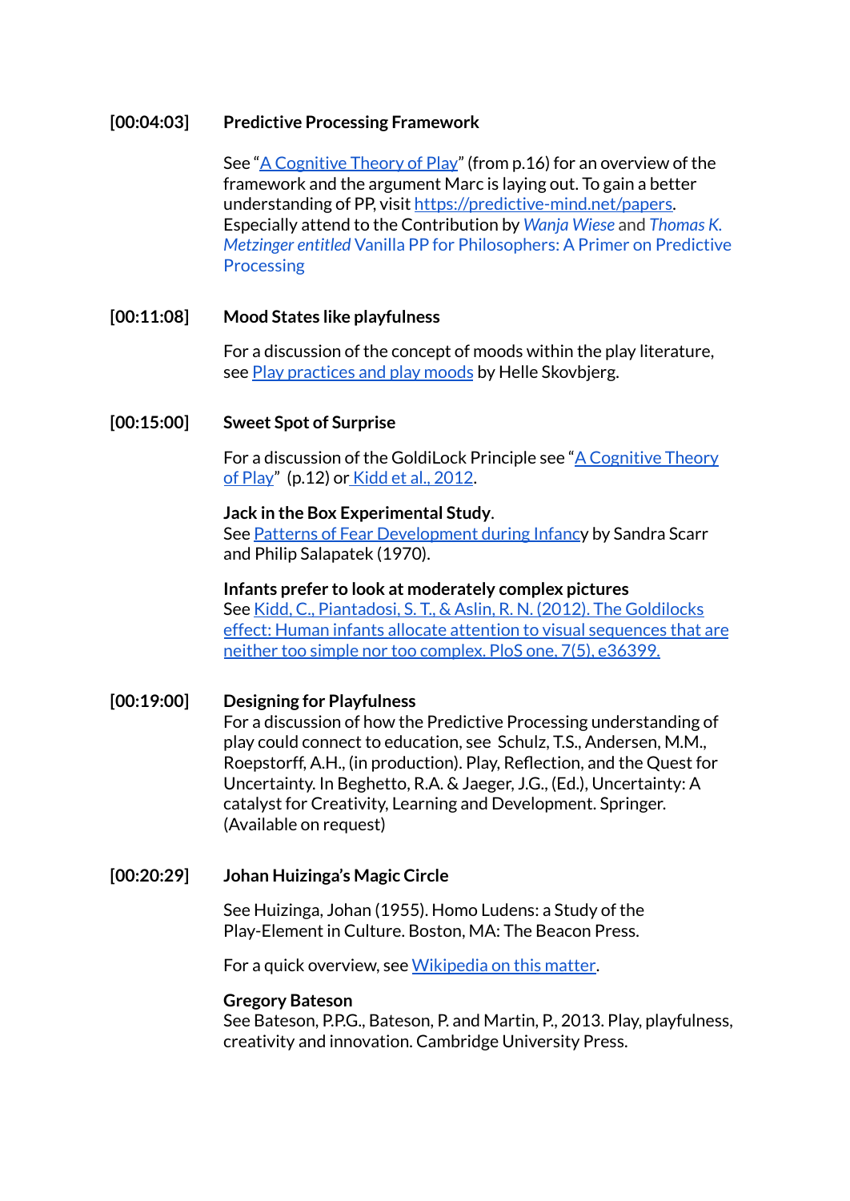**[00:04:03]** **Predictive Processing Framework**

See "A Cognitive Theory of Play" (from p.16) for an overview of the framework and the argument Marc is laying out. To gain a better understanding of PP, visit https://predictive-mind.net/papers. Especially attend to the Contribution by *Wanja Wiese* and *Thomas K. Metzinger entitled* Vanilla PP for Philosophers: A Primer on Predictive Processing

**[00:11:08]** **Mood States like playfulness**

For a discussion of the concept of moods within the play literature, see Play practices and play moods by Helle Skovbjerg.

**[00:15:00]** **Sweet Spot of Surprise**

For a discussion of the GoldiLock Principle see "A Cognitive Theory of Play" (p.12) or Kidd et al., 2012.

**Jack in the Box Experimental Study**.
See Patterns of Fear Development during Infancy by Sandra Scarr and Philip Salapatek (1970).

**Infants prefer to look at moderately complex pictures**
See Kidd, C., Piantadosi, S. T., & Aslin, R. N. (2012). The Goldilocks effect: Human infants allocate attention to visual sequences that are neither too simple nor too complex. PloS one, 7(5), e36399.

**[00:19:00]** **Designing for Playfulness**
For a discussion of how the Predictive Processing understanding of play could connect to education, see Schulz, T.S., Andersen, M.M., Roepstorff, A.H., (in production). Play, Reflection, and the Quest for Uncertainty. In Beghetto, R.A. & Jaeger, J.G., (Ed.), Uncertainty: A catalyst for Creativity, Learning and Development. Springer. (Available on request)

**[00:20:29]** **Johan Huizinga's Magic Circle**

See Huizinga, Johan (1955). Homo Ludens: a Study of the Play-Element in Culture. Boston, MA: The Beacon Press.

For a quick overview, see Wikipedia on this matter.

**Gregory Bateson**
See Bateson, P.P.G., Bateson, P. and Martin, P., 2013. Play, playfulness, creativity and innovation. Cambridge University Press.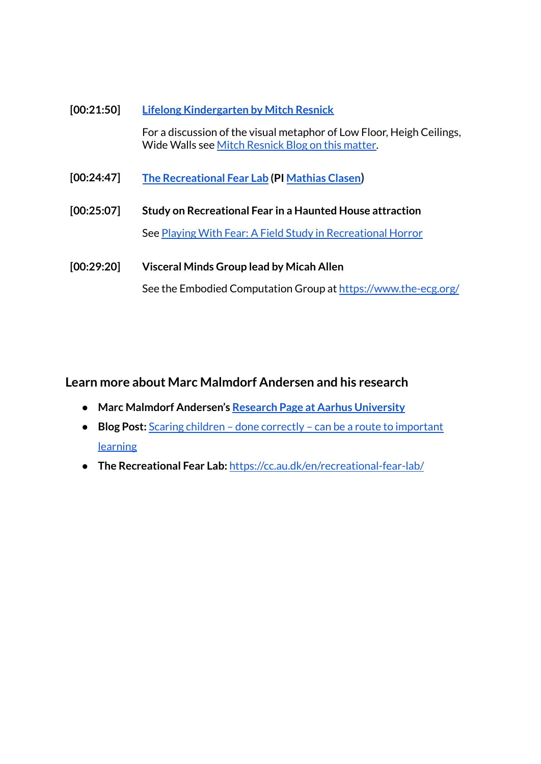**[00:21:50]** **Lifelong Kindergarten by Mitch Resnick**

For a discussion of the visual metaphor of Low Floor, Heigh Ceilings, Wide Walls see Mitch Resnick Blog on this matter.

**[00:24:47]** **The Recreational Fear Lab (PI Mathias Clasen)**

**[00:25:07]** **Study on Recreational Fear in a Haunted House attraction**

See Playing With Fear: A Field Study in Recreational Horror

**[00:29:20]** **Visceral Minds Group lead by Micah Allen**

See the Embodied Computation Group at https://www.the-ecg.org/

## Learn more about Marc Malmdorf Andersen and his research

- **Marc Malmdorf Andersen's Research Page at Aarhus University**
- **Blog Post:** Scaring children – done correctly – can be a route to important learning
- **The Recreational Fear Lab:** https://cc.au.dk/en/recreational-fear-lab/